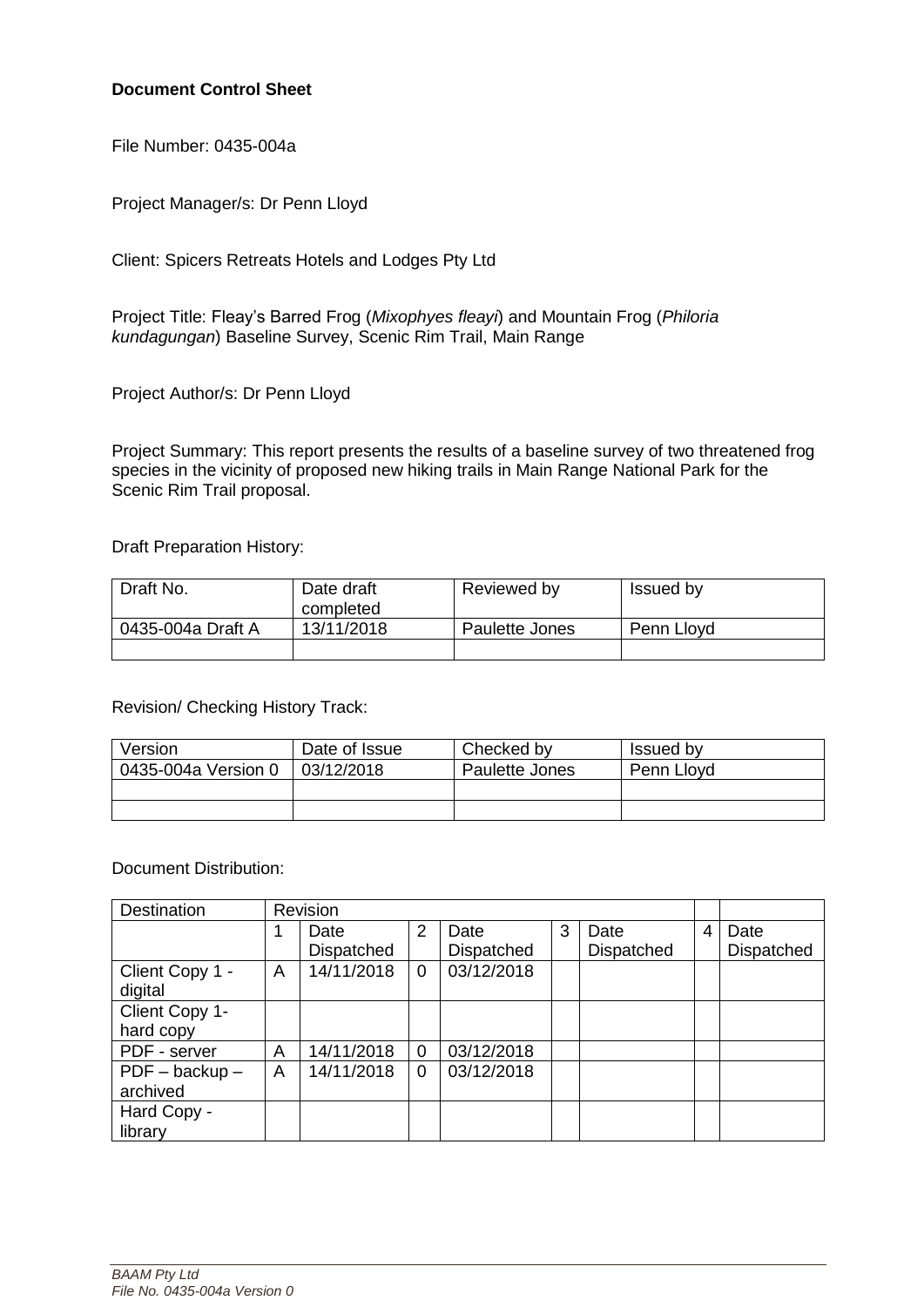**Document Control Sheet**

File Number: 0435-004a

Project Manager/s: Dr Penn Lloyd

Client: Spicers Retreats Hotels and Lodges Pty Ltd

Project Title: Fleay's Barred Frog (*Mixophyes fleayi*) and Mountain Frog (*Philoria kundagungan*) Baseline Survey, Scenic Rim Trail, Main Range

Project Author/s: Dr Penn Lloyd

Project Summary: This report presents the results of a baseline survey of two threatened frog species in the vicinity of proposed new hiking trails in Main Range National Park for the Scenic Rim Trail proposal.

Draft Preparation History:

| Draft No. | Date draft completed | Reviewed by | Issued by |
|---|---|---|---|
| 0435-004a Draft A | 13/11/2018 | Paulette Jones | Penn Lloyd |
| | | | |

Revision/ Checking History Track:

| Version | Date of Issue | Checked by | Issued by |
|---|---|---|---|
| 0435-004a Version 0 | 03/12/2018 | Paulette Jones | Penn Lloyd |
| | | | |
| | | | |

Document Distribution:

| Destination | Revision | | | | | | | |
|---|---|---|---|---|---|---|---|---|
| | 1 | Date Dispatched | 2 | Date Dispatched | 3 | Date Dispatched | 4 | Date Dispatched |
| Client Copy 1 - digital | A | 14/11/2018 | 0 | 03/12/2018 | | | | |
| Client Copy 1- hard copy | | | | | | | | |
| PDF - server | A | 14/11/2018 | 0 | 03/12/2018 | | | | |
| PDF – backup – archived | A | 14/11/2018 | 0 | 03/12/2018 | | | | |
| Hard Copy - library | | | | | | | | |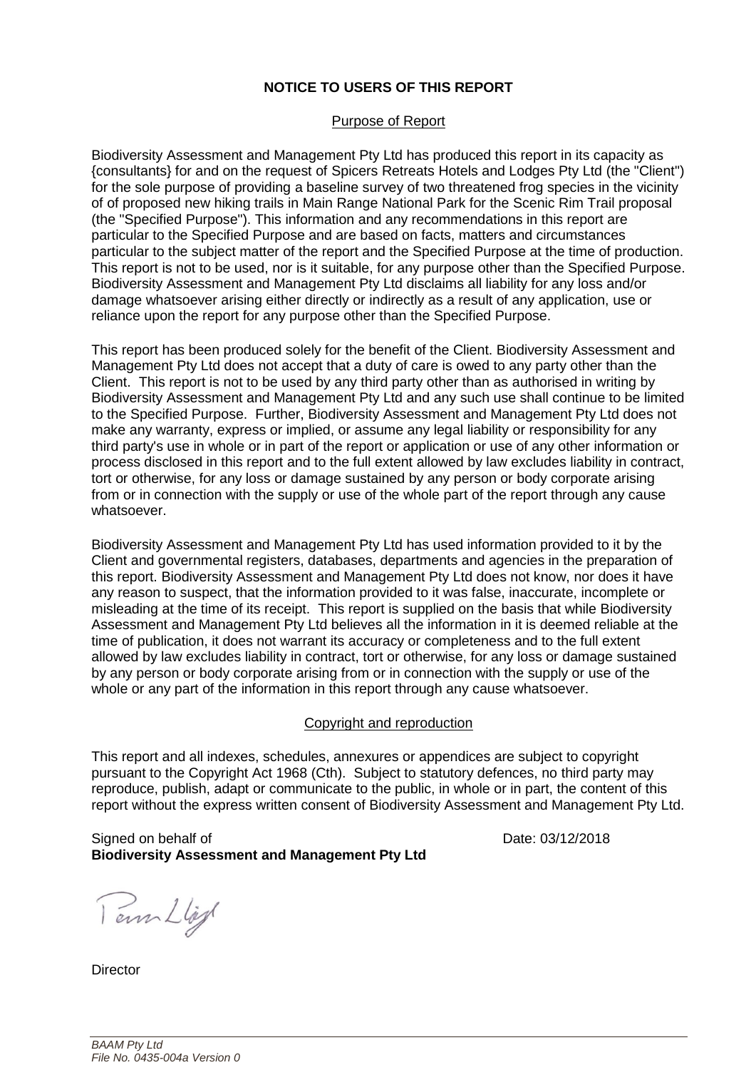**NOTICE TO USERS OF THIS REPORT**

Purpose of Report

Biodiversity Assessment and Management Pty Ltd has produced this report in its capacity as {consultants} for and on the request of Spicers Retreats Hotels and Lodges Pty Ltd (the "Client") for the sole purpose of providing a baseline survey of two threatened frog species in the vicinity of of proposed new hiking trails in Main Range National Park for the Scenic Rim Trail proposal (the "Specified Purpose"). This information and any recommendations in this report are particular to the Specified Purpose and are based on facts, matters and circumstances particular to the subject matter of the report and the Specified Purpose at the time of production. This report is not to be used, nor is it suitable, for any purpose other than the Specified Purpose. Biodiversity Assessment and Management Pty Ltd disclaims all liability for any loss and/or damage whatsoever arising either directly or indirectly as a result of any application, use or reliance upon the report for any purpose other than the Specified Purpose.

This report has been produced solely for the benefit of the Client. Biodiversity Assessment and Management Pty Ltd does not accept that a duty of care is owed to any party other than the Client. This report is not to be used by any third party other than as authorised in writing by Biodiversity Assessment and Management Pty Ltd and any such use shall continue to be limited to the Specified Purpose. Further, Biodiversity Assessment and Management Pty Ltd does not make any warranty, express or implied, or assume any legal liability or responsibility for any third party's use in whole or in part of the report or application or use of any other information or process disclosed in this report and to the full extent allowed by law excludes liability in contract, tort or otherwise, for any loss or damage sustained by any person or body corporate arising from or in connection with the supply or use of the whole part of the report through any cause whatsoever.

Biodiversity Assessment and Management Pty Ltd has used information provided to it by the Client and governmental registers, databases, departments and agencies in the preparation of this report. Biodiversity Assessment and Management Pty Ltd does not know, nor does it have any reason to suspect, that the information provided to it was false, inaccurate, incomplete or misleading at the time of its receipt. This report is supplied on the basis that while Biodiversity Assessment and Management Pty Ltd believes all the information in it is deemed reliable at the time of publication, it does not warrant its accuracy or completeness and to the full extent allowed by law excludes liability in contract, tort or otherwise, for any loss or damage sustained by any person or body corporate arising from or in connection with the supply or use of the whole or any part of the information in this report through any cause whatsoever.

Copyright and reproduction

This report and all indexes, schedules, annexures or appendices are subject to copyright pursuant to the Copyright Act 1968 (Cth). Subject to statutory defences, no third party may reproduce, publish, adapt or communicate to the public, in whole or in part, the content of this report without the express written consent of Biodiversity Assessment and Management Pty Ltd.

Signed on behalf of
**Biodiversity Assessment and Management Pty Ltd**

Date: 03/12/2018

Director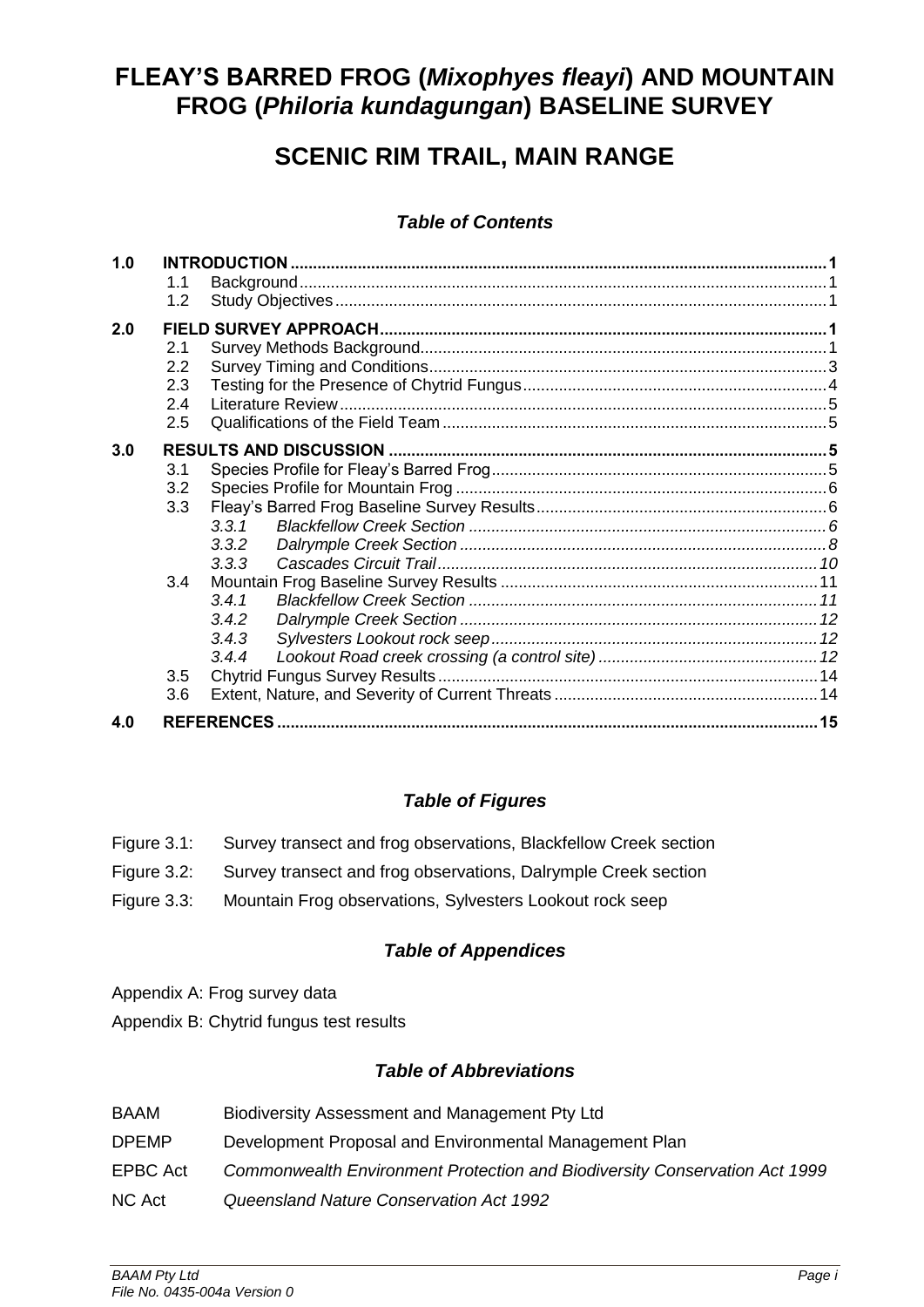# FLEAY'S BARRED FROG (*Mixophyes fleayi*) AND MOUNTAIN FROG (*Philoria kundagungan*) BASELINE SURVEY

## SCENIC RIM TRAIL, MAIN RANGE

### *Table of Contents*

| | | |
|---|---|---|
| **1.0** | **INTRODUCTION** | **1** |
| 1.1 | Background | 1 |
| 1.2 | Study Objectives | 1 |
| **2.0** | **FIELD SURVEY APPROACH** | **1** |
| 2.1 | Survey Methods Background | 1 |
| 2.2 | Survey Timing and Conditions | 3 |
| 2.3 | Testing for the Presence of Chytrid Fungus | 4 |
| 2.4 | Literature Review | 5 |
| 2.5 | Qualifications of the Field Team | 5 |
| **3.0** | **RESULTS AND DISCUSSION** | **5** |
| 3.1 | Species Profile for Fleay's Barred Frog | 5 |
| 3.2 | Species Profile for Mountain Frog | 6 |
| 3.3 | Fleay's Barred Frog Baseline Survey Results | 6 |
| *3.3.1* | *Blackfellow Creek Section* | *6* |
| *3.3.2* | *Dalrymple Creek Section* | *8* |
| *3.3.3* | *Cascades Circuit Trail* | *10* |
| 3.4 | Mountain Frog Baseline Survey Results | 11 |
| *3.4.1* | *Blackfellow Creek Section* | *11* |
| *3.4.2* | *Dalrymple Creek Section* | *12* |
| *3.4.3* | *Sylvesters Lookout rock seep* | *12* |
| *3.4.4* | *Lookout Road creek crossing (a control site)* | *12* |
| 3.5 | Chytrid Fungus Survey Results | 14 |
| 3.6 | Extent, Nature, and Severity of Current Threats | 14 |
| **4.0** | **REFERENCES** | **15** |

### *Table of Figures*

Figure 3.1: Survey transect and frog observations, Blackfellow Creek section

Figure 3.2: Survey transect and frog observations, Dalrymple Creek section

Figure 3.3: Mountain Frog observations, Sylvesters Lookout rock seep

### *Table of Appendices*

Appendix A: Frog survey data

Appendix B: Chytrid fungus test results

### *Table of Abbreviations*

| | |
|---|---|
| BAAM | Biodiversity Assessment and Management Pty Ltd |
| DPEMP | Development Proposal and Environmental Management Plan |
| EPBC Act | *Commonwealth Environment Protection and Biodiversity Conservation Act 1999* |
| NC Act | *Queensland Nature Conservation Act 1992* |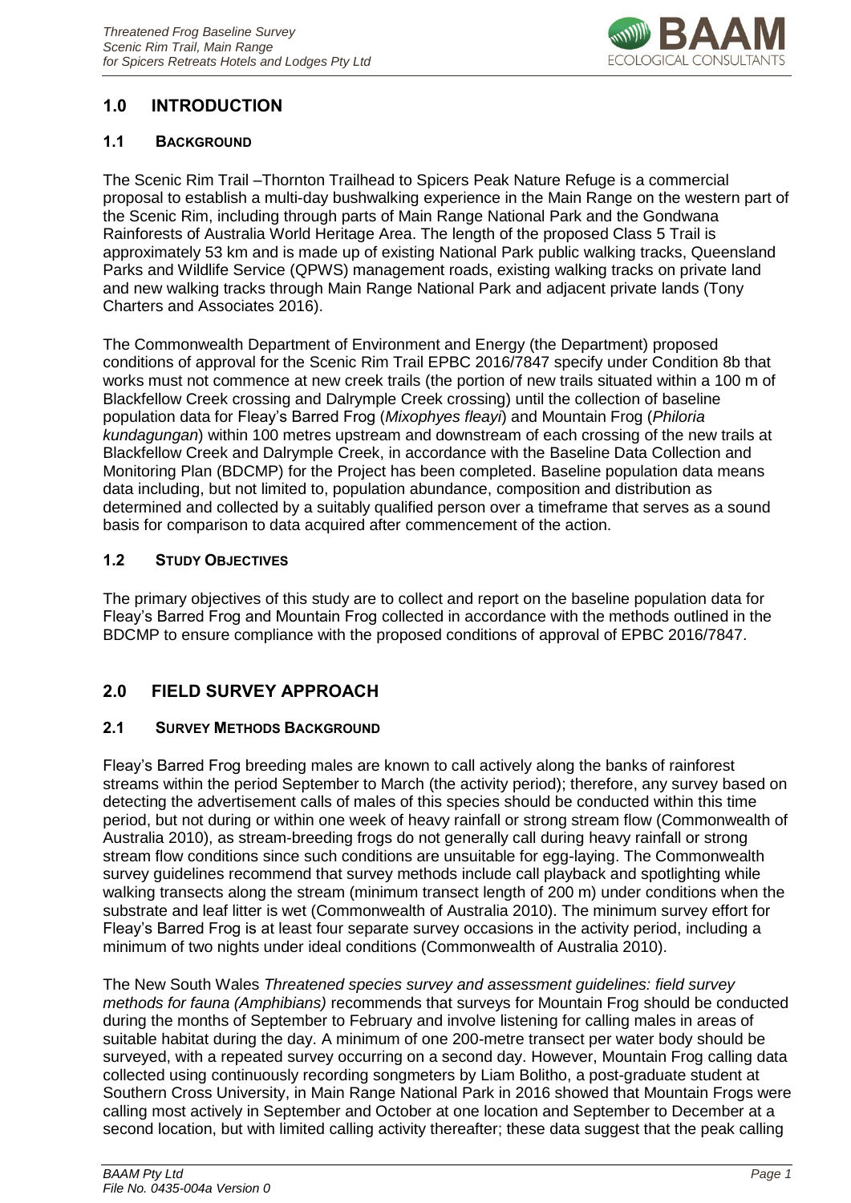# 1.0 INTRODUCTION

## 1.1 BACKGROUND

The Scenic Rim Trail –Thornton Trailhead to Spicers Peak Nature Refuge is a commercial proposal to establish a multi-day bushwalking experience in the Main Range on the western part of the Scenic Rim, including through parts of Main Range National Park and the Gondwana Rainforests of Australia World Heritage Area. The length of the proposed Class 5 Trail is approximately 53 km and is made up of existing National Park public walking tracks, Queensland Parks and Wildlife Service (QPWS) management roads, existing walking tracks on private land and new walking tracks through Main Range National Park and adjacent private lands (Tony Charters and Associates 2016).

The Commonwealth Department of Environment and Energy (the Department) proposed conditions of approval for the Scenic Rim Trail EPBC 2016/7847 specify under Condition 8b that works must not commence at new creek trails (the portion of new trails situated within a 100 m of Blackfellow Creek crossing and Dalrymple Creek crossing) until the collection of baseline population data for Fleay's Barred Frog (*Mixophyes fleayi*) and Mountain Frog (*Philoria kundagungan*) within 100 metres upstream and downstream of each crossing of the new trails at Blackfellow Creek and Dalrymple Creek, in accordance with the Baseline Data Collection and Monitoring Plan (BDCMP) for the Project has been completed. Baseline population data means data including, but not limited to, population abundance, composition and distribution as determined and collected by a suitably qualified person over a timeframe that serves as a sound basis for comparison to data acquired after commencement of the action.

## 1.2 STUDY OBJECTIVES

The primary objectives of this study are to collect and report on the baseline population data for Fleay's Barred Frog and Mountain Frog collected in accordance with the methods outlined in the BDCMP to ensure compliance with the proposed conditions of approval of EPBC 2016/7847.

# 2.0 FIELD SURVEY APPROACH

## 2.1 SURVEY METHODS BACKGROUND

Fleay's Barred Frog breeding males are known to call actively along the banks of rainforest streams within the period September to March (the activity period); therefore, any survey based on detecting the advertisement calls of males of this species should be conducted within this time period, but not during or within one week of heavy rainfall or strong stream flow (Commonwealth of Australia 2010), as stream-breeding frogs do not generally call during heavy rainfall or strong stream flow conditions since such conditions are unsuitable for egg-laying. The Commonwealth survey guidelines recommend that survey methods include call playback and spotlighting while walking transects along the stream (minimum transect length of 200 m) under conditions when the substrate and leaf litter is wet (Commonwealth of Australia 2010). The minimum survey effort for Fleay's Barred Frog is at least four separate survey occasions in the activity period, including a minimum of two nights under ideal conditions (Commonwealth of Australia 2010).

The New South Wales *Threatened species survey and assessment guidelines: field survey methods for fauna (Amphibians)* recommends that surveys for Mountain Frog should be conducted during the months of September to February and involve listening for calling males in areas of suitable habitat during the day. A minimum of one 200-metre transect per water body should be surveyed, with a repeated survey occurring on a second day. However, Mountain Frog calling data collected using continuously recording songmeters by Liam Bolitho, a post-graduate student at Southern Cross University, in Main Range National Park in 2016 showed that Mountain Frogs were calling most actively in September and October at one location and September to December at a second location, but with limited calling activity thereafter; these data suggest that the peak calling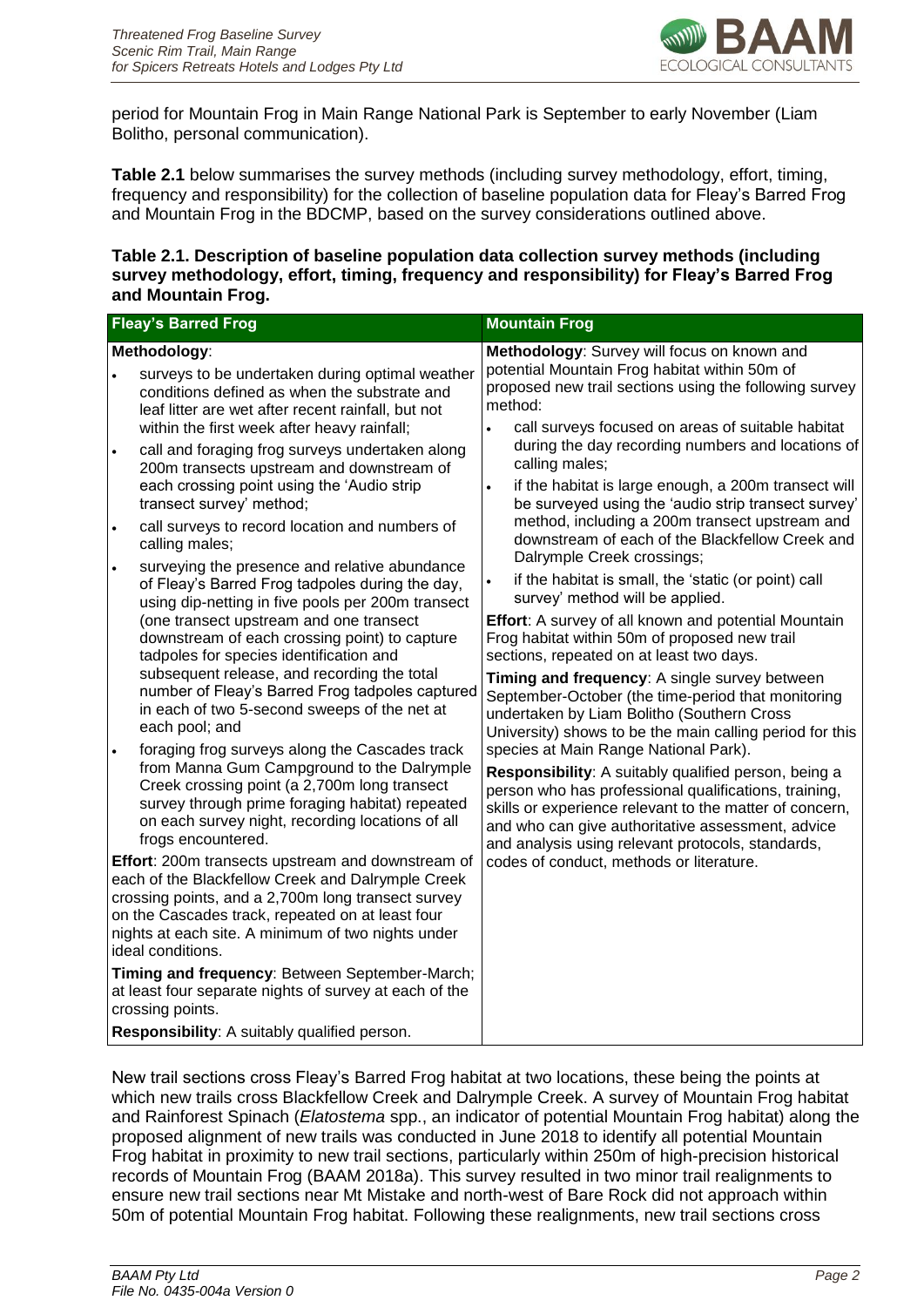period for Mountain Frog in Main Range National Park is September to early November (Liam Bolitho, personal communication).

**Table 2.1** below summarises the survey methods (including survey methodology, effort, timing, frequency and responsibility) for the collection of baseline population data for Fleay's Barred Frog and Mountain Frog in the BDCMP, based on the survey considerations outlined above.

**Table 2.1. Description of baseline population data collection survey methods (including survey methodology, effort, timing, frequency and responsibility) for Fleay's Barred Frog and Mountain Frog.**

| Fleay's Barred Frog | Mountain Frog |
|---|---|
| **Methodology**:<br>• surveys to be undertaken during optimal weather conditions defined as when the substrate and leaf litter are wet after recent rainfall, but not within the first week after heavy rainfall;<br>• call and foraging frog surveys undertaken along 200m transects upstream and downstream of each crossing point using the 'Audio strip transect survey' method;<br>• call surveys to record location and numbers of calling males;<br>• surveying the presence and relative abundance of Fleay's Barred Frog tadpoles during the day, using dip-netting in five pools per 200m transect (one transect upstream and one transect downstream of each crossing point) to capture tadpoles for species identification and subsequent release, and recording the total number of Fleay's Barred Frog tadpoles captured in each of two 5-second sweeps of the net at each pool; and<br>• foraging frog surveys along the Cascades track from Manna Gum Campground to the Dalrymple Creek crossing point (a 2,700m long transect survey through prime foraging habitat) repeated on each survey night, recording locations of all frogs encountered.<br><br>**Effort**: 200m transects upstream and downstream of each of the Blackfellow Creek and Dalrymple Creek crossing points, and a 2,700m long transect survey on the Cascades track, repeated on at least four nights at each site. A minimum of two nights under ideal conditions.<br><br>**Timing and frequency**: Between September-March; at least four separate nights of survey at each of the crossing points.<br><br>**Responsibility**: A suitably qualified person. | **Methodology**: Survey will focus on known and potential Mountain Frog habitat within 50m of proposed new trail sections using the following survey method:<br>• call surveys focused on areas of suitable habitat during the day recording numbers and locations of calling males;<br>• if the habitat is large enough, a 200m transect will be surveyed using the 'audio strip transect survey' method, including a 200m transect upstream and downstream of each of the Blackfellow Creek and Dalrymple Creek crossings;<br>• if the habitat is small, the 'static (or point) call survey' method will be applied.<br><br>**Effort**: A survey of all known and potential Mountain Frog habitat within 50m of proposed new trail sections, repeated on at least two days.<br><br>**Timing and frequency**: A single survey between September-October (the time-period that monitoring undertaken by Liam Bolitho (Southern Cross University) shows to be the main calling period for this species at Main Range National Park).<br><br>**Responsibility**: A suitably qualified person, being a person who has professional qualifications, training, skills or experience relevant to the matter of concern, and who can give authoritative assessment, advice and analysis using relevant protocols, standards, codes of conduct, methods or literature. |

New trail sections cross Fleay's Barred Frog habitat at two locations, these being the points at which new trails cross Blackfellow Creek and Dalrymple Creek. A survey of Mountain Frog habitat and Rainforest Spinach (*Elatostema* spp., an indicator of potential Mountain Frog habitat) along the proposed alignment of new trails was conducted in June 2018 to identify all potential Mountain Frog habitat in proximity to new trail sections, particularly within 250m of high-precision historical records of Mountain Frog (BAAM 2018a). This survey resulted in two minor trail realignments to ensure new trail sections near Mt Mistake and north-west of Bare Rock did not approach within 50m of potential Mountain Frog habitat. Following these realignments, new trail sections cross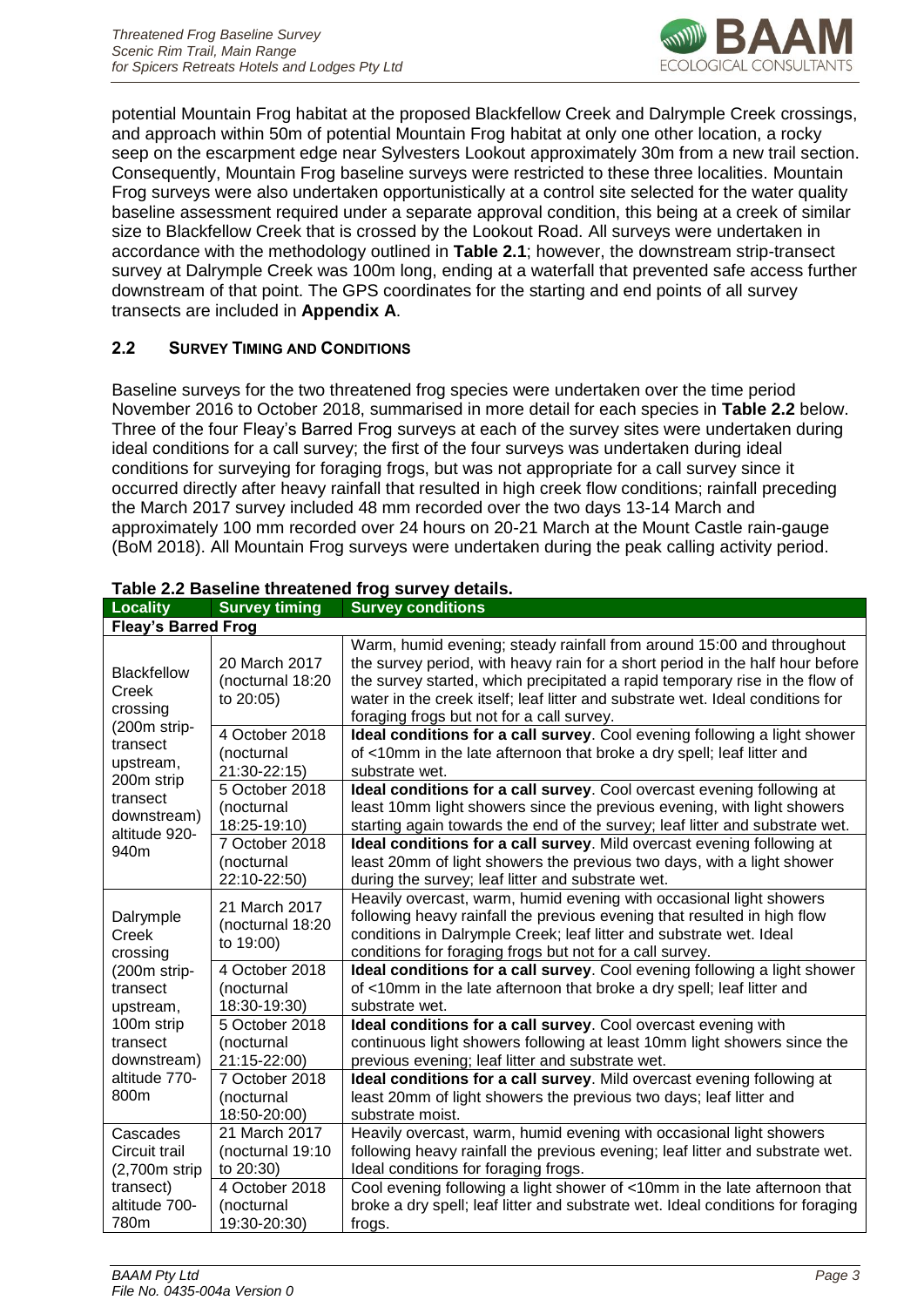potential Mountain Frog habitat at the proposed Blackfellow Creek and Dalrymple Creek crossings, and approach within 50m of potential Mountain Frog habitat at only one other location, a rocky seep on the escarpment edge near Sylvesters Lookout approximately 30m from a new trail section. Consequently, Mountain Frog baseline surveys were restricted to these three localities. Mountain Frog surveys were also undertaken opportunistically at a control site selected for the water quality baseline assessment required under a separate approval condition, this being at a creek of similar size to Blackfellow Creek that is crossed by the Lookout Road. All surveys were undertaken in accordance with the methodology outlined in **Table 2.1**; however, the downstream strip-transect survey at Dalrymple Creek was 100m long, ending at a waterfall that prevented safe access further downstream of that point. The GPS coordinates for the starting and end points of all survey transects are included in **Appendix A**.

## 2.2 SURVEY TIMING AND CONDITIONS

Baseline surveys for the two threatened frog species were undertaken over the time period November 2016 to October 2018, summarised in more detail for each species in **Table 2.2** below. Three of the four Fleay's Barred Frog surveys at each of the survey sites were undertaken during ideal conditions for a call survey; the first of the four surveys was undertaken during ideal conditions for surveying for foraging frogs, but was not appropriate for a call survey since it occurred directly after heavy rainfall that resulted in high creek flow conditions; rainfall preceding the March 2017 survey included 48 mm recorded over the two days 13-14 March and approximately 100 mm recorded over 24 hours on 20-21 March at the Mount Castle rain-gauge (BoM 2018). All Mountain Frog surveys were undertaken during the peak calling activity period.

**Table 2.2 Baseline threatened frog survey details.**

| Locality | Survey timing | Survey conditions |
|---|---|---|
| **Fleay's Barred Frog** | | |
| Blackfellow Creek crossing (200m strip-transect upstream, 200m strip transect downstream) altitude 920-940m | 20 March 2017 (nocturnal 18:20 to 20:05) | Warm, humid evening; steady rainfall from around 15:00 and throughout the survey period, with heavy rain for a short period in the half hour before the survey started, which precipitated a rapid temporary rise in the flow of water in the creek itself; leaf litter and substrate wet. Ideal conditions for foraging frogs but not for a call survey. |
| | 4 October 2018 (nocturnal 21:30-22:15) | **Ideal conditions for a call survey**. Cool evening following a light shower of <10mm in the late afternoon that broke a dry spell; leaf litter and substrate wet. |
| | 5 October 2018 (nocturnal 18:25-19:10) | **Ideal conditions for a call survey**. Cool overcast evening following at least 10mm light showers since the previous evening, with light showers starting again towards the end of the survey; leaf litter and substrate wet. |
| | 7 October 2018 (nocturnal 22:10-22:50) | **Ideal conditions for a call survey**. Mild overcast evening following at least 20mm of light showers the previous two days, with a light shower during the survey; leaf litter and substrate wet. |
| Dalrymple Creek crossing (200m strip-transect upstream, 100m strip transect downstream) altitude 770-800m | 21 March 2017 (nocturnal 18:20 to 19:00) | Heavily overcast, warm, humid evening with occasional light showers following heavy rainfall the previous evening that resulted in high flow conditions in Dalrymple Creek; leaf litter and substrate wet. Ideal conditions for foraging frogs but not for a call survey. |
| | 4 October 2018 (nocturnal 18:30-19:30) | **Ideal conditions for a call survey**. Cool evening following a light shower of <10mm in the late afternoon that broke a dry spell; leaf litter and substrate wet. |
| | 5 October 2018 (nocturnal 21:15-22:00) | **Ideal conditions for a call survey**. Cool overcast evening with continuous light showers following at least 10mm light showers since the previous evening; leaf litter and substrate wet. |
| | 7 October 2018 (nocturnal 18:50-20:00) | **Ideal conditions for a call survey**. Mild overcast evening following at least 20mm of light showers the previous two days; leaf litter and substrate moist. |
| Cascades Circuit trail (2,700m strip transect) altitude 700-780m | 21 March 2017 (nocturnal 19:10 to 20:30) | Heavily overcast, warm, humid evening with occasional light showers following heavy rainfall the previous evening; leaf litter and substrate wet. Ideal conditions for foraging frogs. |
| | 4 October 2018 (nocturnal 19:30-20:30) | Cool evening following a light shower of <10mm in the late afternoon that broke a dry spell; leaf litter and substrate wet. Ideal conditions for foraging frogs. |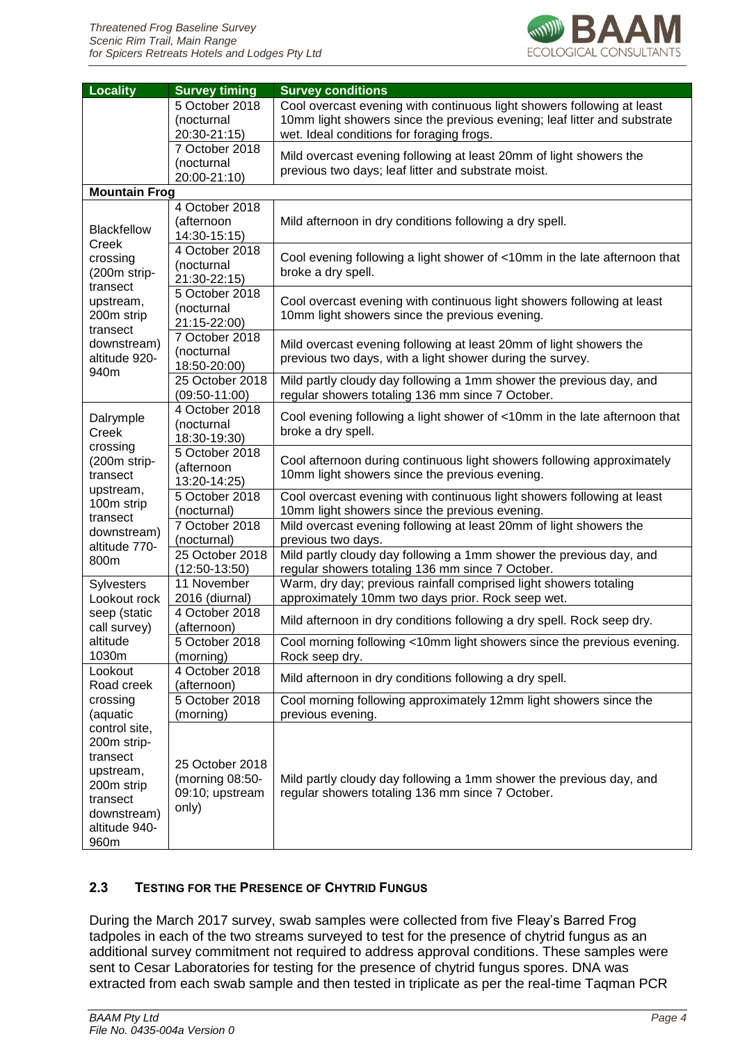| Locality | Survey timing | Survey conditions |
|---|---|---|
| | 5 October 2018 (nocturnal 20:30-21:15) | Cool overcast evening with continuous light showers following at least 10mm light showers since the previous evening; leaf litter and substrate wet. Ideal conditions for foraging frogs. |
| | 7 October 2018 (nocturnal 20:00-21:10) | Mild overcast evening following at least 20mm of light showers the previous two days; leaf litter and substrate moist. |
| **Mountain Frog** | | |
| Blackfellow Creek crossing (200m strip-transect upstream, 200m strip transect downstream) altitude 920-940m | 4 October 2018 (afternoon 14:30-15:15) | Mild afternoon in dry conditions following a dry spell. |
| | 4 October 2018 (nocturnal 21:30-22:15) | Cool evening following a light shower of <10mm in the late afternoon that broke a dry spell. |
| | 5 October 2018 (nocturnal 21:15-22:00) | Cool overcast evening with continuous light showers following at least 10mm light showers since the previous evening. |
| | 7 October 2018 (nocturnal 18:50-20:00) | Mild overcast evening following at least 20mm of light showers the previous two days, with a light shower during the survey. |
| | 25 October 2018 (09:50-11:00) | Mild partly cloudy day following a 1mm shower the previous day, and regular showers totaling 136 mm since 7 October. |
| Dalrymple Creek crossing (200m strip-transect upstream, 100m strip transect downstream) altitude 770-800m | 4 October 2018 (nocturnal 18:30-19:30) | Cool evening following a light shower of <10mm in the late afternoon that broke a dry spell. |
| | 5 October 2018 (afternoon 13:20-14:25) | Cool afternoon during continuous light showers following approximately 10mm light showers since the previous evening. |
| | 5 October 2018 (nocturnal) | Cool overcast evening with continuous light showers following at least 10mm light showers since the previous evening. |
| | 7 October 2018 (nocturnal) | Mild overcast evening following at least 20mm of light showers the previous two days. |
| | 25 October 2018 (12:50-13:50) | Mild partly cloudy day following a 1mm shower the previous day, and regular showers totaling 136 mm since 7 October. |
| Sylvesters Lookout rock seep (static call survey) altitude 1030m | 11 November 2016 (diurnal) | Warm, dry day; previous rainfall comprised light showers totaling approximately 10mm two days prior. Rock seep wet. |
| | 4 October 2018 (afternoon) | Mild afternoon in dry conditions following a dry spell. Rock seep dry. |
| | 5 October 2018 (morning) | Cool morning following <10mm light showers since the previous evening. Rock seep dry. |
| Lookout Road creek crossing (aquatic control site, 200m strip-transect upstream, 200m strip transect downstream) altitude 940-960m | 4 October 2018 (afternoon) | Mild afternoon in dry conditions following a dry spell. |
| | 5 October 2018 (morning) | Cool morning following approximately 12mm light showers since the previous evening. |
| | 25 October 2018 (morning 08:50-09:10; upstream only) | Mild partly cloudy day following a 1mm shower the previous day, and regular showers totaling 136 mm since 7 October. |

### 2.3 TESTING FOR THE PRESENCE OF CHYTRID FUNGUS

During the March 2017 survey, swab samples were collected from five Fleay's Barred Frog tadpoles in each of the two streams surveyed to test for the presence of chytrid fungus as an additional survey commitment not required to address approval conditions. These samples were sent to Cesar Laboratories for testing for the presence of chytrid fungus spores. DNA was extracted from each swab sample and then tested in triplicate as per the real-time Taqman PCR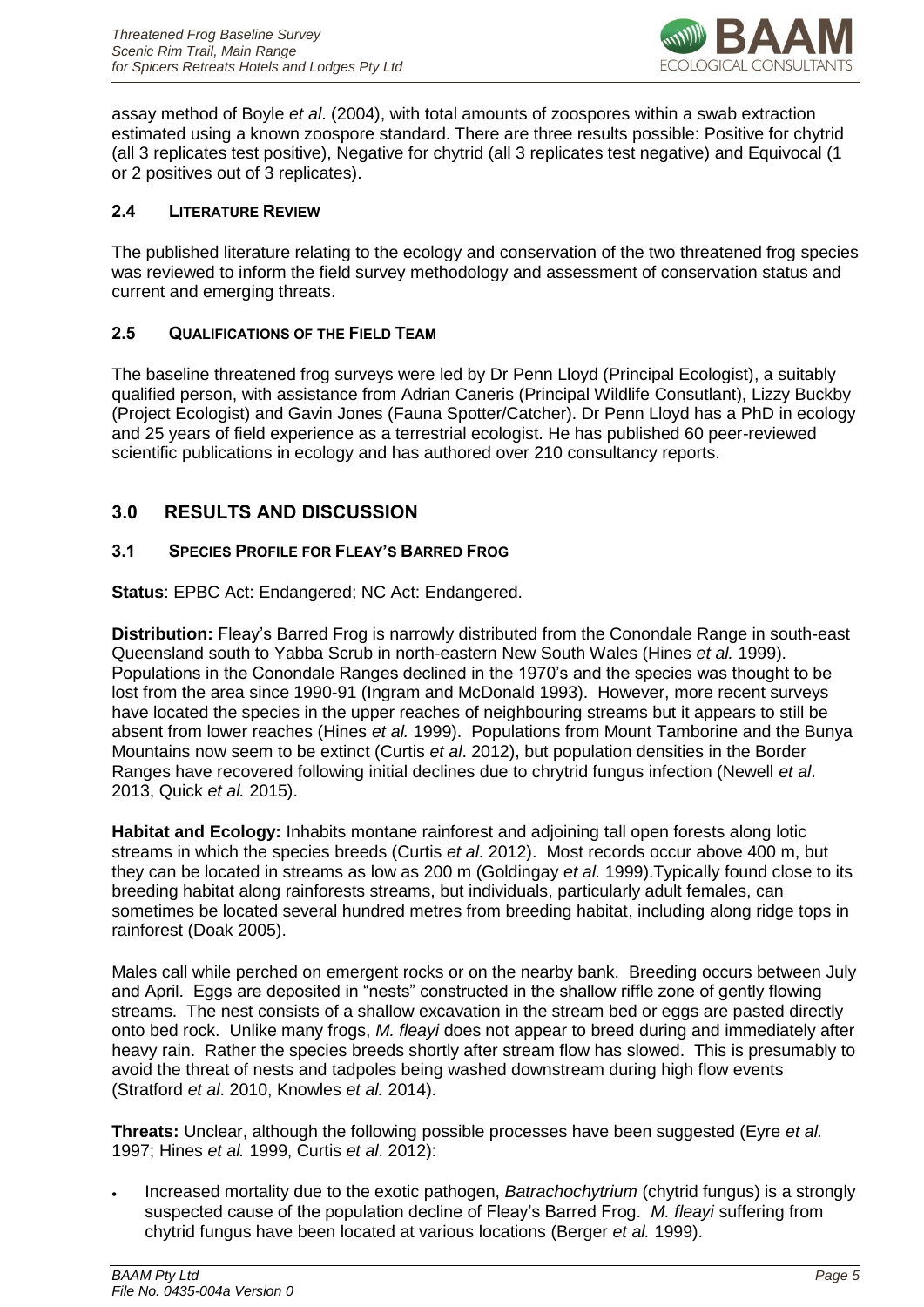assay method of Boyle *et al*. (2004), with total amounts of zoospores within a swab extraction estimated using a known zoospore standard. There are three results possible: Positive for chytrid (all 3 replicates test positive), Negative for chytrid (all 3 replicates test negative) and Equivocal (1 or 2 positives out of 3 replicates).

### 2.4 LITERATURE REVIEW

The published literature relating to the ecology and conservation of the two threatened frog species was reviewed to inform the field survey methodology and assessment of conservation status and current and emerging threats.

### 2.5 QUALIFICATIONS OF THE FIELD TEAM

The baseline threatened frog surveys were led by Dr Penn Lloyd (Principal Ecologist), a suitably qualified person, with assistance from Adrian Caneris (Principal Wildlife Consutlant), Lizzy Buckby (Project Ecologist) and Gavin Jones (Fauna Spotter/Catcher). Dr Penn Lloyd has a PhD in ecology and 25 years of field experience as a terrestrial ecologist. He has published 60 peer-reviewed scientific publications in ecology and has authored over 210 consultancy reports.

## 3.0 RESULTS AND DISCUSSION

### 3.1 SPECIES PROFILE FOR FLEAY'S BARRED FROG

**Status**: EPBC Act: Endangered; NC Act: Endangered.

**Distribution:** Fleay's Barred Frog is narrowly distributed from the Conondale Range in south-east Queensland south to Yabba Scrub in north-eastern New South Wales (Hines *et al.* 1999). Populations in the Conondale Ranges declined in the 1970's and the species was thought to be lost from the area since 1990-91 (Ingram and McDonald 1993). However, more recent surveys have located the species in the upper reaches of neighbouring streams but it appears to still be absent from lower reaches (Hines *et al.* 1999). Populations from Mount Tamborine and the Bunya Mountains now seem to be extinct (Curtis *et al*. 2012), but population densities in the Border Ranges have recovered following initial declines due to chrytrid fungus infection (Newell *et al*. 2013, Quick *et al.* 2015).

**Habitat and Ecology:** Inhabits montane rainforest and adjoining tall open forests along lotic streams in which the species breeds (Curtis *et al*. 2012). Most records occur above 400 m, but they can be located in streams as low as 200 m (Goldingay *et al.* 1999).Typically found close to its breeding habitat along rainforests streams, but individuals, particularly adult females, can sometimes be located several hundred metres from breeding habitat, including along ridge tops in rainforest (Doak 2005).

Males call while perched on emergent rocks or on the nearby bank. Breeding occurs between July and April. Eggs are deposited in "nests" constructed in the shallow riffle zone of gently flowing streams. The nest consists of a shallow excavation in the stream bed or eggs are pasted directly onto bed rock. Unlike many frogs, *M. fleayi* does not appear to breed during and immediately after heavy rain. Rather the species breeds shortly after stream flow has slowed. This is presumably to avoid the threat of nests and tadpoles being washed downstream during high flow events (Stratford *et al*. 2010, Knowles *et al.* 2014).

**Threats:** Unclear, although the following possible processes have been suggested (Eyre *et al.* 1997; Hines *et al.* 1999, Curtis *et al*. 2012):

- Increased mortality due to the exotic pathogen, *Batrachochytrium* (chytrid fungus) is a strongly suspected cause of the population decline of Fleay's Barred Frog. *M. fleayi* suffering from chytrid fungus have been located at various locations (Berger *et al.* 1999).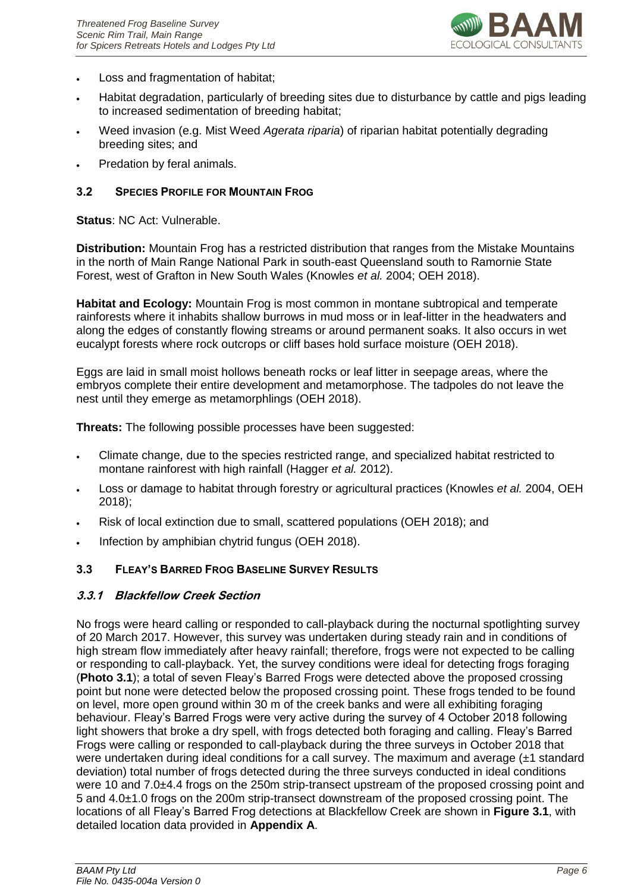- Loss and fragmentation of habitat;
- Habitat degradation, particularly of breeding sites due to disturbance by cattle and pigs leading to increased sedimentation of breeding habitat;
- Weed invasion (e.g. Mist Weed *Agerata riparia*) of riparian habitat potentially degrading breeding sites; and
- Predation by feral animals.

### 3.2 Species Profile for Mountain Frog

**Status**: NC Act: Vulnerable.

**Distribution:** Mountain Frog has a restricted distribution that ranges from the Mistake Mountains in the north of Main Range National Park in south-east Queensland south to Ramornie State Forest, west of Grafton in New South Wales (Knowles *et al.* 2004; OEH 2018).

**Habitat and Ecology:** Mountain Frog is most common in montane subtropical and temperate rainforests where it inhabits shallow burrows in mud moss or in leaf-litter in the headwaters and along the edges of constantly flowing streams or around permanent soaks. It also occurs in wet eucalypt forests where rock outcrops or cliff bases hold surface moisture (OEH 2018).

Eggs are laid in small moist hollows beneath rocks or leaf litter in seepage areas, where the embryos complete their entire development and metamorphose. The tadpoles do not leave the nest until they emerge as metamorphlings (OEH 2018).

**Threats:** The following possible processes have been suggested:

- Climate change, due to the species restricted range, and specialized habitat restricted to montane rainforest with high rainfall (Hagger *et al.* 2012).
- Loss or damage to habitat through forestry or agricultural practices (Knowles *et al.* 2004, OEH 2018);
- Risk of local extinction due to small, scattered populations (OEH 2018); and
- Infection by amphibian chytrid fungus (OEH 2018).

### 3.3 Fleay's Barred Frog Baseline Survey Results

#### *3.3.1 Blackfellow Creek Section*

No frogs were heard calling or responded to call-playback during the nocturnal spotlighting survey of 20 March 2017. However, this survey was undertaken during steady rain and in conditions of high stream flow immediately after heavy rainfall; therefore, frogs were not expected to be calling or responding to call-playback. Yet, the survey conditions were ideal for detecting frogs foraging (**Photo 3.1**); a total of seven Fleay's Barred Frogs were detected above the proposed crossing point but none were detected below the proposed crossing point. These frogs tended to be found on level, more open ground within 30 m of the creek banks and were all exhibiting foraging behaviour. Fleay's Barred Frogs were very active during the survey of 4 October 2018 following light showers that broke a dry spell, with frogs detected both foraging and calling. Fleay's Barred Frogs were calling or responded to call-playback during the three surveys in October 2018 that were undertaken during ideal conditions for a call survey. The maximum and average (±1 standard deviation) total number of frogs detected during the three surveys conducted in ideal conditions were 10 and 7.0±4.4 frogs on the 250m strip-transect upstream of the proposed crossing point and 5 and 4.0±1.0 frogs on the 200m strip-transect downstream of the proposed crossing point. The locations of all Fleay's Barred Frog detections at Blackfellow Creek are shown in **Figure 3.1**, with detailed location data provided in **Appendix A**.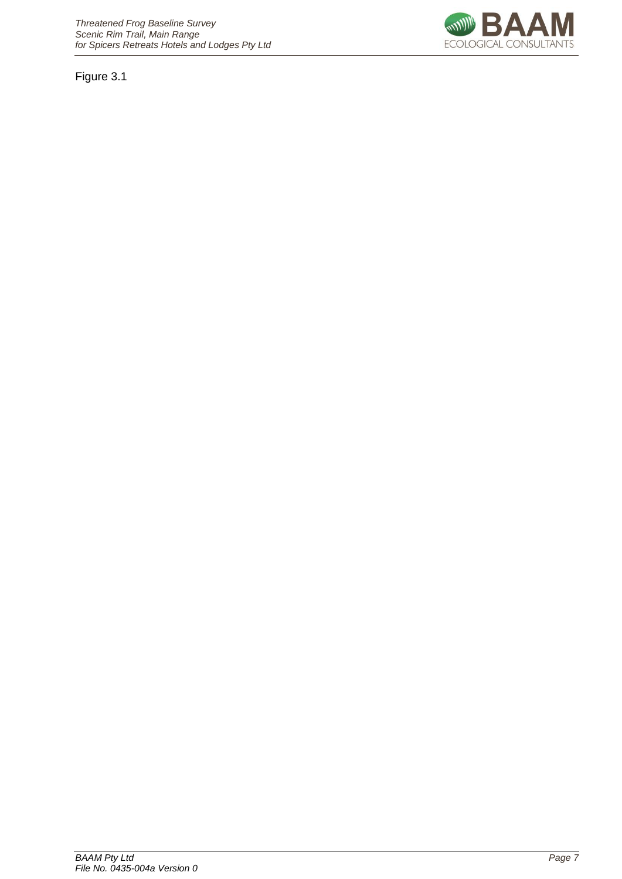Figure 3.1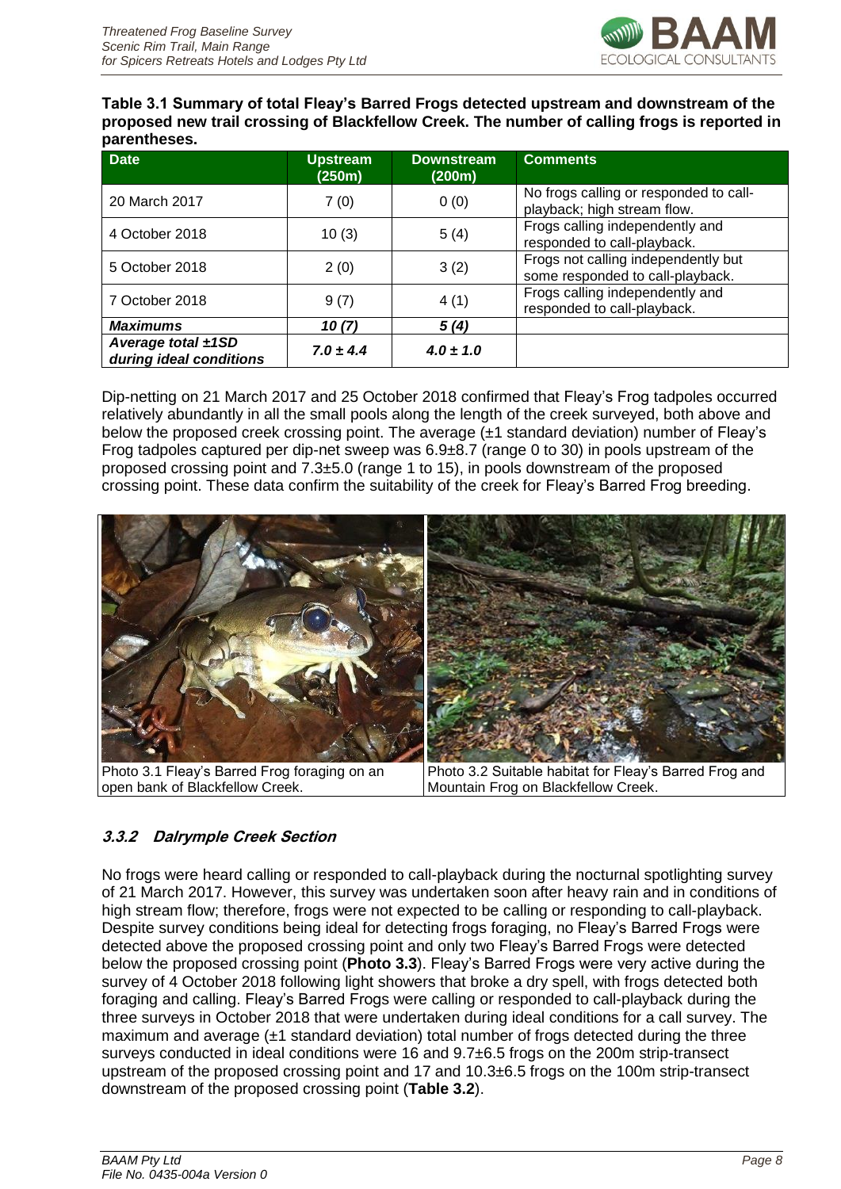**Table 3.1 Summary of total Fleay's Barred Frogs detected upstream and downstream of the proposed new trail crossing of Blackfellow Creek. The number of calling frogs is reported in parentheses.**

| Date | Upstream (250m) | Downstream (200m) | Comments |
|---|---|---|---|
| 20 March 2017 | 7 (0) | 0 (0) | No frogs calling or responded to call-playback; high stream flow. |
| 4 October 2018 | 10 (3) | 5 (4) | Frogs calling independently and responded to call-playback. |
| 5 October 2018 | 2 (0) | 3 (2) | Frogs not calling independently but some responded to call-playback. |
| 7 October 2018 | 9 (7) | 4 (1) | Frogs calling independently and responded to call-playback. |
| ***Maximums*** | ***10 (7)*** | ***5 (4)*** | |
| ***Average total ±1SD during ideal conditions*** | ***7.0 ± 4.4*** | ***4.0 ± 1.0*** | |

Dip-netting on 21 March 2017 and 25 October 2018 confirmed that Fleay's Frog tadpoles occurred relatively abundantly in all the small pools along the length of the creek surveyed, both above and below the proposed creek crossing point. The average (±1 standard deviation) number of Fleay's Frog tadpoles captured per dip-net sweep was 6.9±8.7 (range 0 to 30) in pools upstream of the proposed crossing point and 7.3±5.0 (range 1 to 15), in pools downstream of the proposed crossing point. These data confirm the suitability of the creek for Fleay's Barred Frog breeding.

Photo 3.1 Fleay's Barred Frog foraging on an open bank of Blackfellow Creek.

Photo 3.2 Suitable habitat for Fleay's Barred Frog and Mountain Frog on Blackfellow Creek.

### *3.3.2 Dalrymple Creek Section*

No frogs were heard calling or responded to call-playback during the nocturnal spotlighting survey of 21 March 2017. However, this survey was undertaken soon after heavy rain and in conditions of high stream flow; therefore, frogs were not expected to be calling or responding to call-playback. Despite survey conditions being ideal for detecting frogs foraging, no Fleay's Barred Frogs were detected above the proposed crossing point and only two Fleay's Barred Frogs were detected below the proposed crossing point (**Photo 3.3**). Fleay's Barred Frogs were very active during the survey of 4 October 2018 following light showers that broke a dry spell, with frogs detected both foraging and calling. Fleay's Barred Frogs were calling or responded to call-playback during the three surveys in October 2018 that were undertaken during ideal conditions for a call survey. The maximum and average (±1 standard deviation) total number of frogs detected during the three surveys conducted in ideal conditions were 16 and 9.7±6.5 frogs on the 200m strip-transect upstream of the proposed crossing point and 17 and 10.3±6.5 frogs on the 100m strip-transect downstream of the proposed crossing point (**Table 3.2**).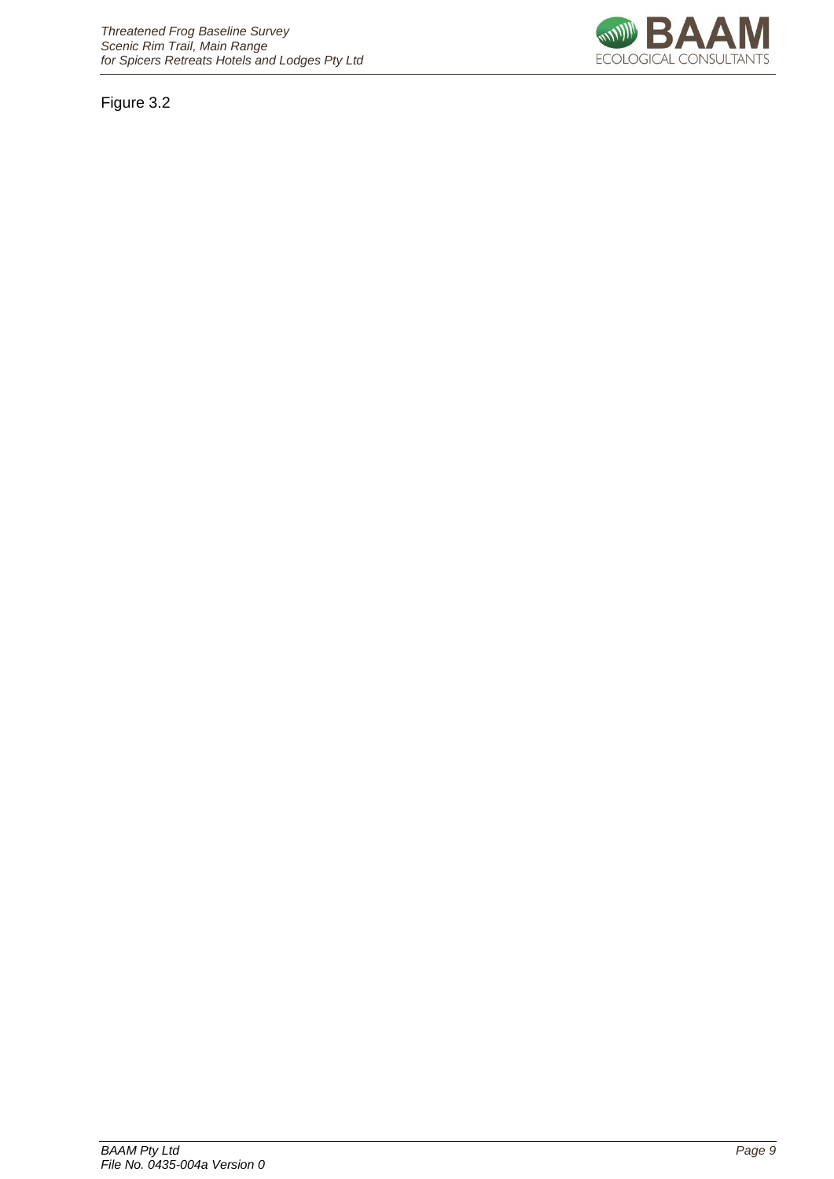Figure 3.2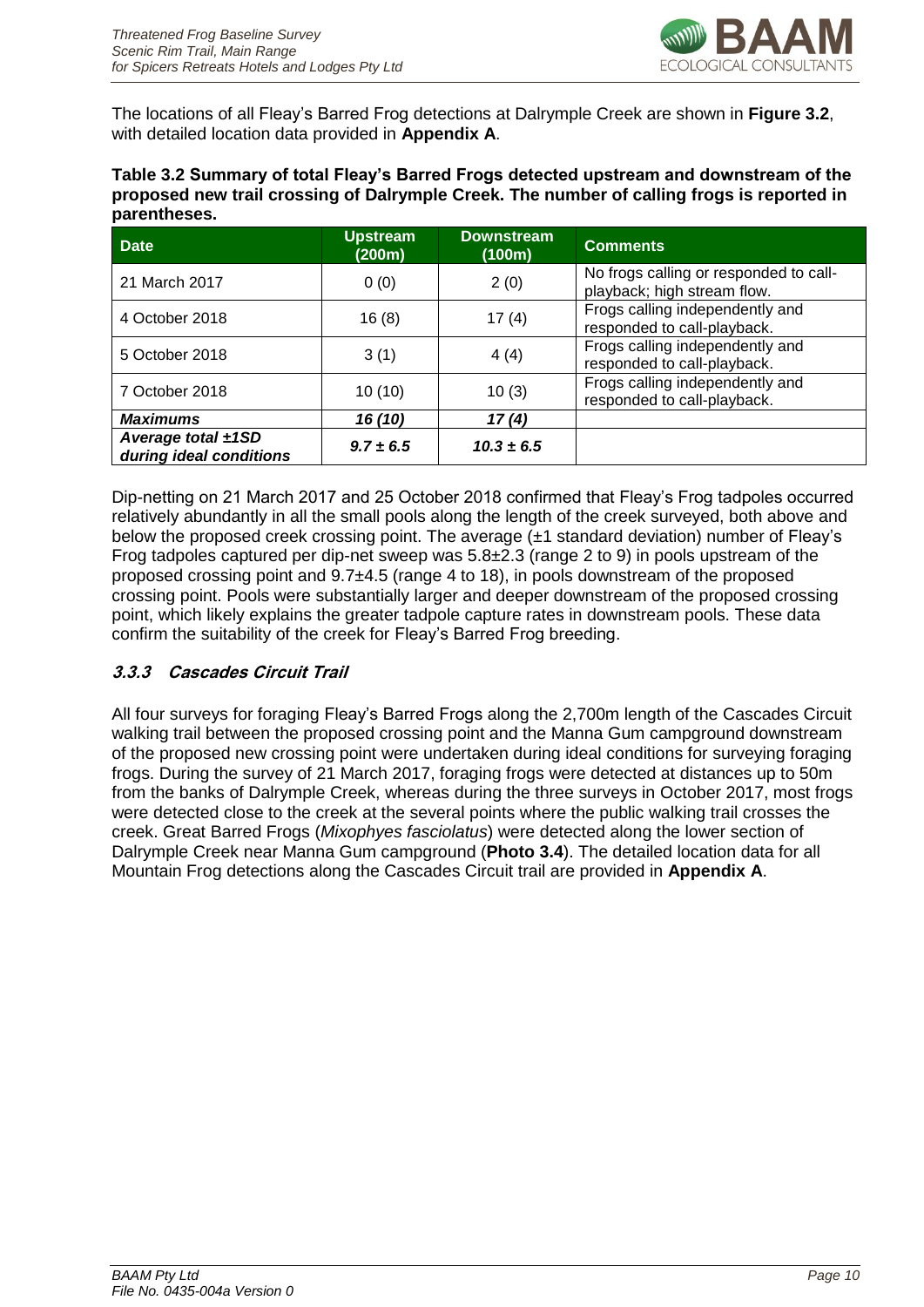The locations of all Fleay's Barred Frog detections at Dalrymple Creek are shown in **Figure 3.2**, with detailed location data provided in **Appendix A**.

**Table 3.2 Summary of total Fleay's Barred Frogs detected upstream and downstream of the proposed new trail crossing of Dalrymple Creek. The number of calling frogs is reported in parentheses.**

| Date | Upstream (200m) | Downstream (100m) | Comments |
|---|---|---|---|
| 21 March 2017 | 0 (0) | 2 (0) | No frogs calling or responded to call-playback; high stream flow. |
| 4 October 2018 | 16 (8) | 17 (4) | Frogs calling independently and responded to call-playback. |
| 5 October 2018 | 3 (1) | 4 (4) | Frogs calling independently and responded to call-playback. |
| 7 October 2018 | 10 (10) | 10 (3) | Frogs calling independently and responded to call-playback. |
| ***Maximums*** | ***16 (10)*** | ***17 (4)*** | |
| ***Average total ±1SD during ideal conditions*** | ***9.7 ± 6.5*** | ***10.3 ± 6.5*** | |

Dip-netting on 21 March 2017 and 25 October 2018 confirmed that Fleay's Frog tadpoles occurred relatively abundantly in all the small pools along the length of the creek surveyed, both above and below the proposed creek crossing point. The average (±1 standard deviation) number of Fleay's Frog tadpoles captured per dip-net sweep was 5.8±2.3 (range 2 to 9) in pools upstream of the proposed crossing point and 9.7±4.5 (range 4 to 18), in pools downstream of the proposed crossing point. Pools were substantially larger and deeper downstream of the proposed crossing point, which likely explains the greater tadpole capture rates in downstream pools. These data confirm the suitability of the creek for Fleay's Barred Frog breeding.

### *3.3.3 Cascades Circuit Trail*

All four surveys for foraging Fleay's Barred Frogs along the 2,700m length of the Cascades Circuit walking trail between the proposed crossing point and the Manna Gum campground downstream of the proposed new crossing point were undertaken during ideal conditions for surveying foraging frogs. During the survey of 21 March 2017, foraging frogs were detected at distances up to 50m from the banks of Dalrymple Creek, whereas during the three surveys in October 2017, most frogs were detected close to the creek at the several points where the public walking trail crosses the creek. Great Barred Frogs (*Mixophyes fasciolatus*) were detected along the lower section of Dalrymple Creek near Manna Gum campground (**Photo 3.4**). The detailed location data for all Mountain Frog detections along the Cascades Circuit trail are provided in **Appendix A**.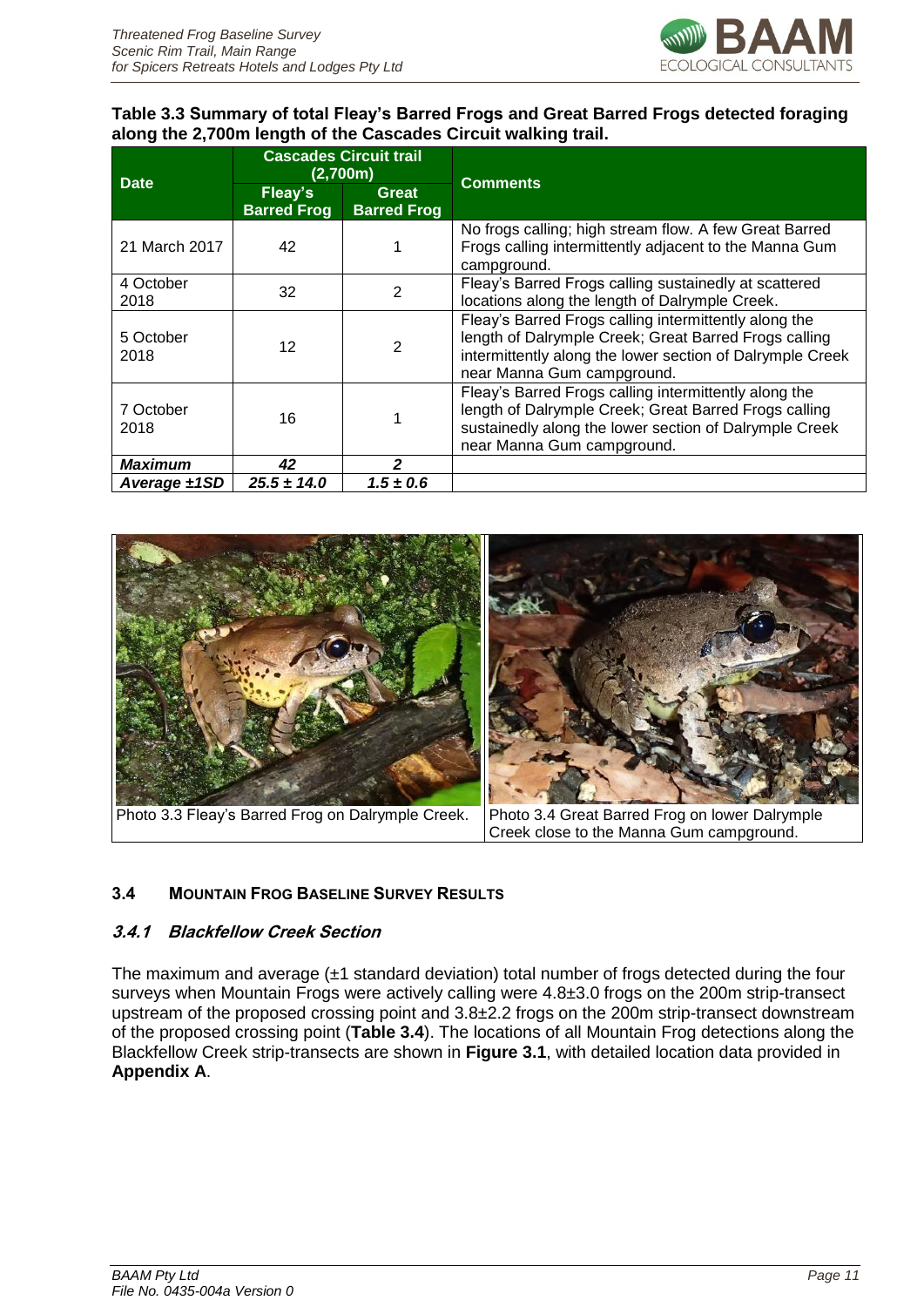**Table 3.3 Summary of total Fleay's Barred Frogs and Great Barred Frogs detected foraging along the 2,700m length of the Cascades Circuit walking trail.**

| Date | Cascades Circuit trail (2,700m) | | Comments |
|---|---|---|---|
| | Fleay's Barred Frog | Great Barred Frog | |
| 21 March 2017 | 42 | 1 | No frogs calling; high stream flow. A few Great Barred Frogs calling intermittently adjacent to the Manna Gum campground. |
| 4 October 2018 | 32 | 2 | Fleay's Barred Frogs calling sustainedly at scattered locations along the length of Dalrymple Creek. |
| 5 October 2018 | 12 | 2 | Fleay's Barred Frogs calling intermittently along the length of Dalrymple Creek; Great Barred Frogs calling intermittently along the lower section of Dalrymple Creek near Manna Gum campground. |
| 7 October 2018 | 16 | 1 | Fleay's Barred Frogs calling intermittently along the length of Dalrymple Creek; Great Barred Frogs calling sustainedly along the lower section of Dalrymple Creek near Manna Gum campground. |
| ***Maximum*** | ***42*** | ***2*** | |
| ***Average ±1SD*** | ***25.5 ± 14.0*** | ***1.5 ± 0.6*** | |

Photo 3.3 Fleay's Barred Frog on Dalrymple Creek.

Photo 3.4 Great Barred Frog on lower Dalrymple Creek close to the Manna Gum campground.

## 3.4 Mountain Frog Baseline Survey Results

### *3.4.1 Blackfellow Creek Section*

The maximum and average (±1 standard deviation) total number of frogs detected during the four surveys when Mountain Frogs were actively calling were 4.8±3.0 frogs on the 200m strip-transect upstream of the proposed crossing point and 3.8±2.2 frogs on the 200m strip-transect downstream of the proposed crossing point (**Table 3.4**). The locations of all Mountain Frog detections along the Blackfellow Creek strip-transects are shown in **Figure 3.1**, with detailed location data provided in **Appendix A**.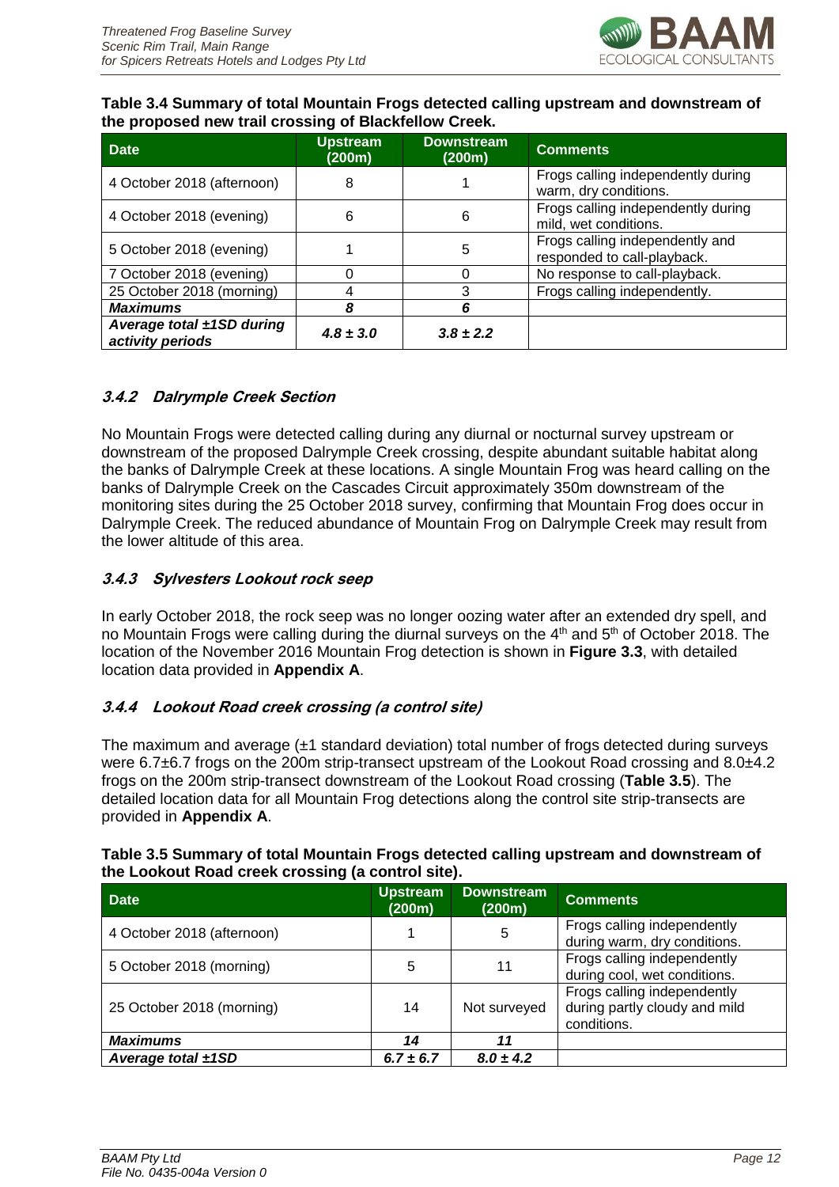**Table 3.4 Summary of total Mountain Frogs detected calling upstream and downstream of the proposed new trail crossing of Blackfellow Creek.**

| Date | Upstream (200m) | Downstream (200m) | Comments |
|---|---|---|---|
| 4 October 2018 (afternoon) | 8 | 1 | Frogs calling independently during warm, dry conditions. |
| 4 October 2018 (evening) | 6 | 6 | Frogs calling independently during mild, wet conditions. |
| 5 October 2018 (evening) | 1 | 5 | Frogs calling independently and responded to call-playback. |
| 7 October 2018 (evening) | 0 | 0 | No response to call-playback. |
| 25 October 2018 (morning) | 4 | 3 | Frogs calling independently. |
| ***Maximums*** | ***8*** | ***6*** | |
| ***Average total ±1SD during activity periods*** | ***4.8 ± 3.0*** | ***3.8 ± 2.2*** | |

### *3.4.2 Dalrymple Creek Section*

No Mountain Frogs were detected calling during any diurnal or nocturnal survey upstream or downstream of the proposed Dalrymple Creek crossing, despite abundant suitable habitat along the banks of Dalrymple Creek at these locations. A single Mountain Frog was heard calling on the banks of Dalrymple Creek on the Cascades Circuit approximately 350m downstream of the monitoring sites during the 25 October 2018 survey, confirming that Mountain Frog does occur in Dalrymple Creek. The reduced abundance of Mountain Frog on Dalrymple Creek may result from the lower altitude of this area.

### *3.4.3 Sylvesters Lookout rock seep*

In early October 2018, the rock seep was no longer oozing water after an extended dry spell, and no Mountain Frogs were calling during the diurnal surveys on the 4th and 5th of October 2018. The location of the November 2016 Mountain Frog detection is shown in **Figure 3.3**, with detailed location data provided in **Appendix A**.

### *3.4.4 Lookout Road creek crossing (a control site)*

The maximum and average (±1 standard deviation) total number of frogs detected during surveys were 6.7±6.7 frogs on the 200m strip-transect upstream of the Lookout Road crossing and 8.0±4.2 frogs on the 200m strip-transect downstream of the Lookout Road crossing (**Table 3.5**). The detailed location data for all Mountain Frog detections along the control site strip-transects are provided in **Appendix A**.

**Table 3.5 Summary of total Mountain Frogs detected calling upstream and downstream of the Lookout Road creek crossing (a control site).**

| Date | Upstream (200m) | Downstream (200m) | Comments |
|---|---|---|---|
| 4 October 2018 (afternoon) | 1 | 5 | Frogs calling independently during warm, dry conditions. |
| 5 October 2018 (morning) | 5 | 11 | Frogs calling independently during cool, wet conditions. |
| 25 October 2018 (morning) | 14 | Not surveyed | Frogs calling independently during partly cloudy and mild conditions. |
| ***Maximums*** | ***14*** | ***11*** | |
| ***Average total ±1SD*** | ***6.7 ± 6.7*** | ***8.0 ± 4.2*** | |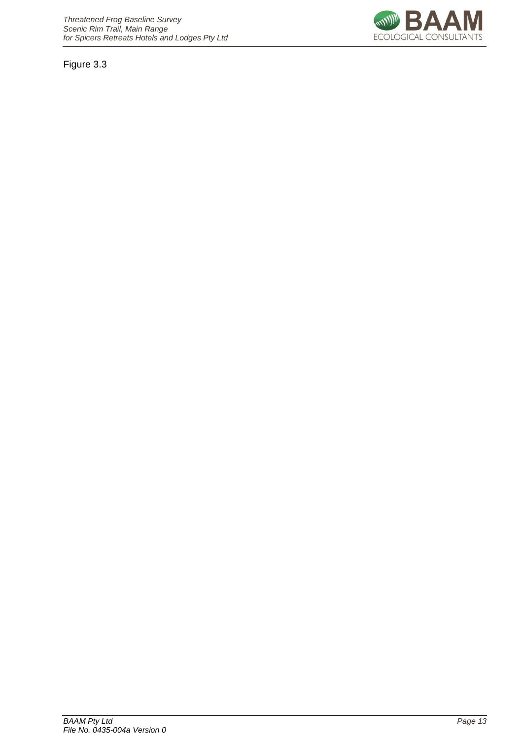Figure 3.3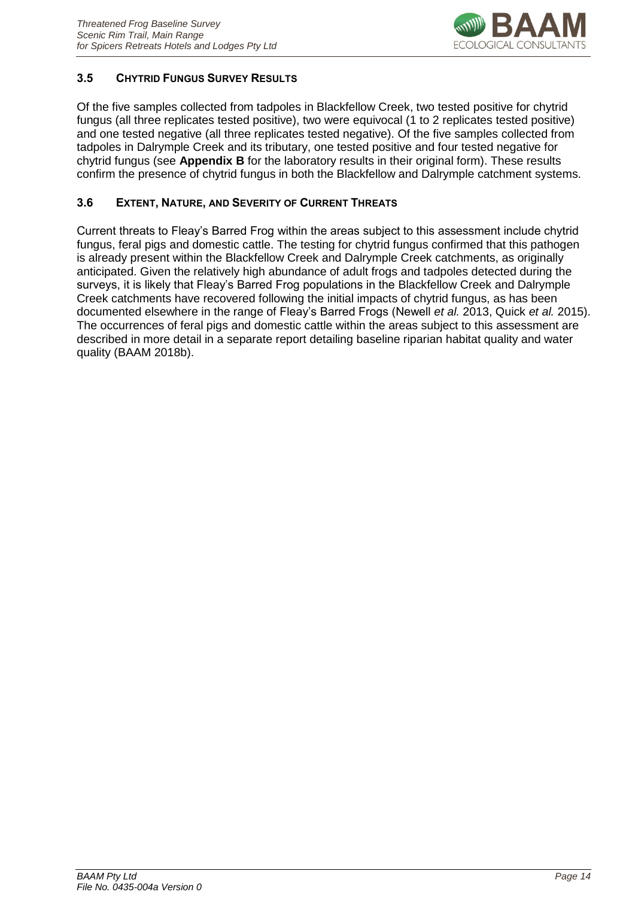### 3.5 CHYTRID FUNGUS SURVEY RESULTS

Of the five samples collected from tadpoles in Blackfellow Creek, two tested positive for chytrid fungus (all three replicates tested positive), two were equivocal (1 to 2 replicates tested positive) and one tested negative (all three replicates tested negative). Of the five samples collected from tadpoles in Dalrymple Creek and its tributary, one tested positive and four tested negative for chytrid fungus (see **Appendix B** for the laboratory results in their original form). These results confirm the presence of chytrid fungus in both the Blackfellow and Dalrymple catchment systems.

### 3.6 EXTENT, NATURE, AND SEVERITY OF CURRENT THREATS

Current threats to Fleay's Barred Frog within the areas subject to this assessment include chytrid fungus, feral pigs and domestic cattle. The testing for chytrid fungus confirmed that this pathogen is already present within the Blackfellow Creek and Dalrymple Creek catchments, as originally anticipated. Given the relatively high abundance of adult frogs and tadpoles detected during the surveys, it is likely that Fleay's Barred Frog populations in the Blackfellow Creek and Dalrymple Creek catchments have recovered following the initial impacts of chytrid fungus, as has been documented elsewhere in the range of Fleay's Barred Frogs (Newell *et al.* 2013, Quick *et al.* 2015). The occurrences of feral pigs and domestic cattle within the areas subject to this assessment are described in more detail in a separate report detailing baseline riparian habitat quality and water quality (BAAM 2018b).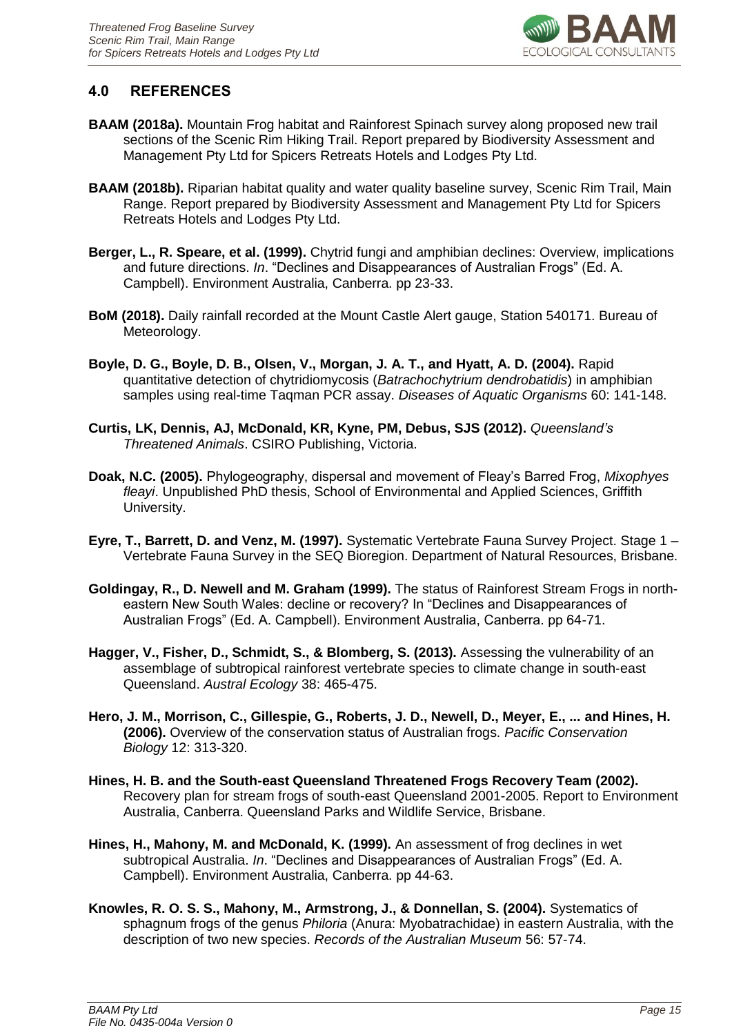## 4.0 REFERENCES

**BAAM (2018a).** Mountain Frog habitat and Rainforest Spinach survey along proposed new trail sections of the Scenic Rim Hiking Trail. Report prepared by Biodiversity Assessment and Management Pty Ltd for Spicers Retreats Hotels and Lodges Pty Ltd.

**BAAM (2018b).** Riparian habitat quality and water quality baseline survey, Scenic Rim Trail, Main Range. Report prepared by Biodiversity Assessment and Management Pty Ltd for Spicers Retreats Hotels and Lodges Pty Ltd.

**Berger, L., R. Speare, et al. (1999).** Chytrid fungi and amphibian declines: Overview, implications and future directions. *In*. "Declines and Disappearances of Australian Frogs" (Ed. A. Campbell). Environment Australia, Canberra. pp 23-33.

**BoM (2018).** Daily rainfall recorded at the Mount Castle Alert gauge, Station 540171. Bureau of Meteorology.

**Boyle, D. G., Boyle, D. B., Olsen, V., Morgan, J. A. T., and Hyatt, A. D. (2004).** Rapid quantitative detection of chytridiomycosis (*Batrachochytrium dendrobatidis*) in amphibian samples using real-time Taqman PCR assay. *Diseases of Aquatic Organisms* 60: 141-148.

**Curtis, LK, Dennis, AJ, McDonald, KR, Kyne, PM, Debus, SJS (2012).** *Queensland's Threatened Animals*. CSIRO Publishing, Victoria.

**Doak, N.C. (2005).** Phylogeography, dispersal and movement of Fleay's Barred Frog, *Mixophyes fleayi*. Unpublished PhD thesis, School of Environmental and Applied Sciences, Griffith University.

**Eyre, T., Barrett, D. and Venz, M. (1997).** Systematic Vertebrate Fauna Survey Project. Stage 1 – Vertebrate Fauna Survey in the SEQ Bioregion. Department of Natural Resources, Brisbane.

**Goldingay, R., D. Newell and M. Graham (1999).** The status of Rainforest Stream Frogs in north-eastern New South Wales: decline or recovery? In "Declines and Disappearances of Australian Frogs" (Ed. A. Campbell). Environment Australia, Canberra. pp 64-71.

**Hagger, V., Fisher, D., Schmidt, S., & Blomberg, S. (2013).** Assessing the vulnerability of an assemblage of subtropical rainforest vertebrate species to climate change in south-east Queensland. *Austral Ecology* 38: 465-475.

**Hero, J. M., Morrison, C., Gillespie, G., Roberts, J. D., Newell, D., Meyer, E., ... and Hines, H. (2006).** Overview of the conservation status of Australian frogs. *Pacific Conservation Biology* 12: 313-320.

**Hines, H. B. and the South-east Queensland Threatened Frogs Recovery Team (2002).** Recovery plan for stream frogs of south-east Queensland 2001-2005. Report to Environment Australia, Canberra. Queensland Parks and Wildlife Service, Brisbane.

**Hines, H., Mahony, M. and McDonald, K. (1999).** An assessment of frog declines in wet subtropical Australia. *In*. "Declines and Disappearances of Australian Frogs" (Ed. A. Campbell). Environment Australia, Canberra. pp 44-63.

**Knowles, R. O. S. S., Mahony, M., Armstrong, J., & Donnellan, S. (2004).** Systematics of sphagnum frogs of the genus *Philoria* (Anura: Myobatrachidae) in eastern Australia, with the description of two new species. *Records of the Australian Museum* 56: 57-74.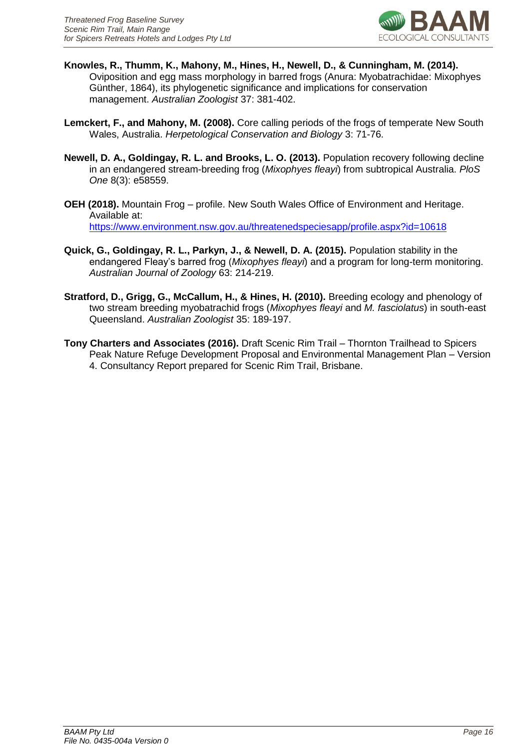**Knowles, R., Thumm, K., Mahony, M., Hines, H., Newell, D., & Cunningham, M. (2014).** Oviposition and egg mass morphology in barred frogs (Anura: Myobatrachidae: Mixophyes Günther, 1864), its phylogenetic significance and implications for conservation management. *Australian Zoologist* 37: 381-402.

**Lemckert, F., and Mahony, M. (2008).** Core calling periods of the frogs of temperate New South Wales, Australia. *Herpetological Conservation and Biology* 3: 71-76.

**Newell, D. A., Goldingay, R. L. and Brooks, L. O. (2013).** Population recovery following decline in an endangered stream-breeding frog (*Mixophyes fleayi*) from subtropical Australia. *PloS One* 8(3): e58559.

**OEH (2018).** Mountain Frog – profile. New South Wales Office of Environment and Heritage. Available at: https://www.environment.nsw.gov.au/threatenedspeciesapp/profile.aspx?id=10618

**Quick, G., Goldingay, R. L., Parkyn, J., & Newell, D. A. (2015).** Population stability in the endangered Fleay's barred frog (*Mixophyes fleayi*) and a program for long-term monitoring. *Australian Journal of Zoology* 63: 214-219.

**Stratford, D., Grigg, G., McCallum, H., & Hines, H. (2010).** Breeding ecology and phenology of two stream breeding myobatrachid frogs (*Mixophyes fleayi* and *M. fasciolatus*) in south-east Queensland. *Australian Zoologist* 35: 189-197.

**Tony Charters and Associates (2016).** Draft Scenic Rim Trail – Thornton Trailhead to Spicers Peak Nature Refuge Development Proposal and Environmental Management Plan – Version 4. Consultancy Report prepared for Scenic Rim Trail, Brisbane.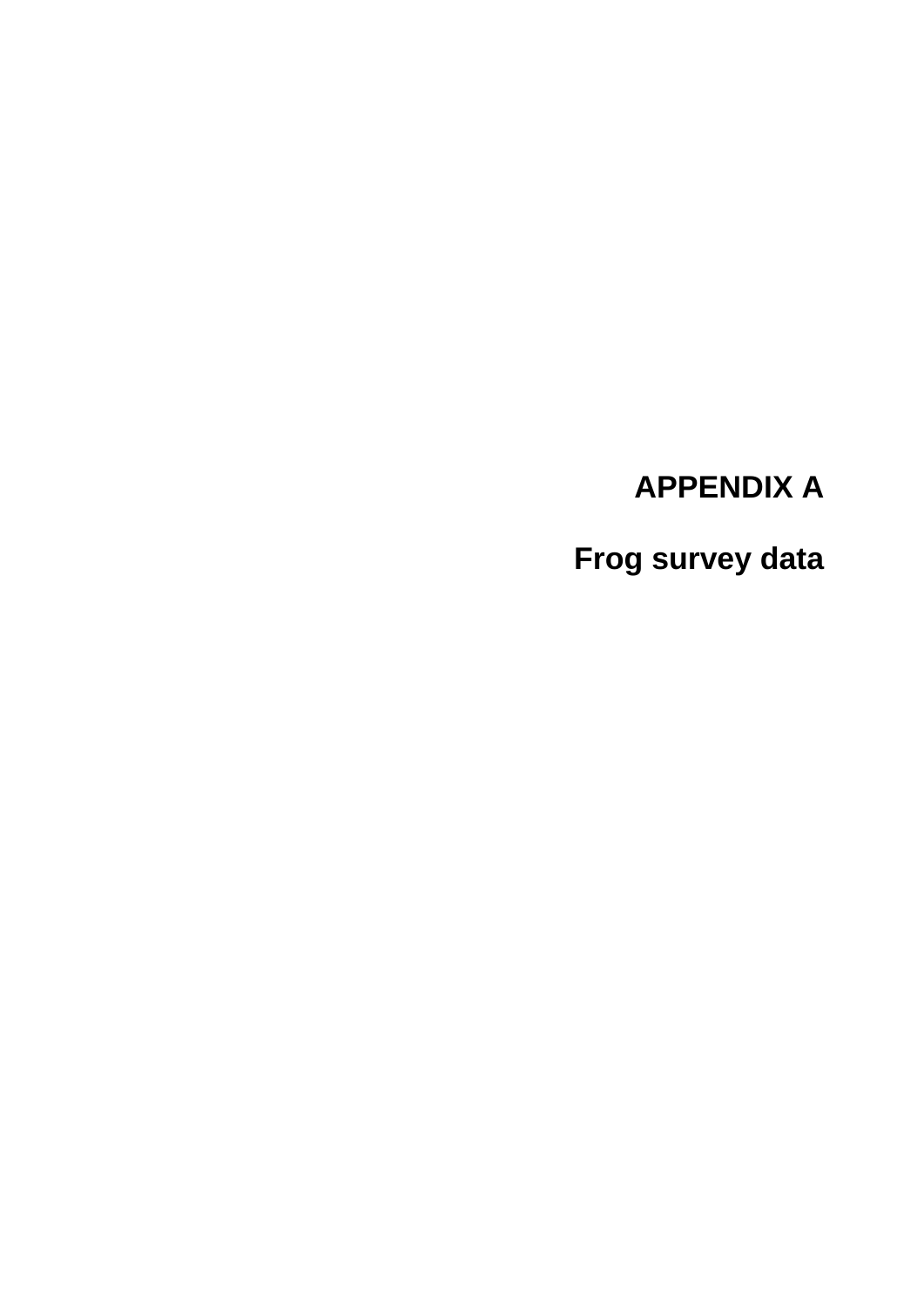# APPENDIX A

## Frog survey data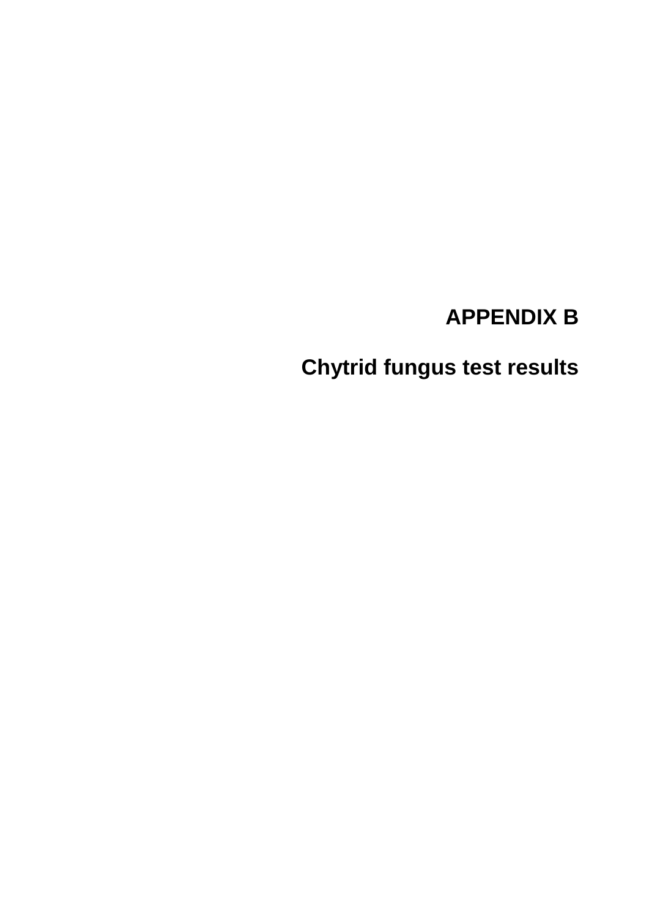# APPENDIX B

## Chytrid fungus test results